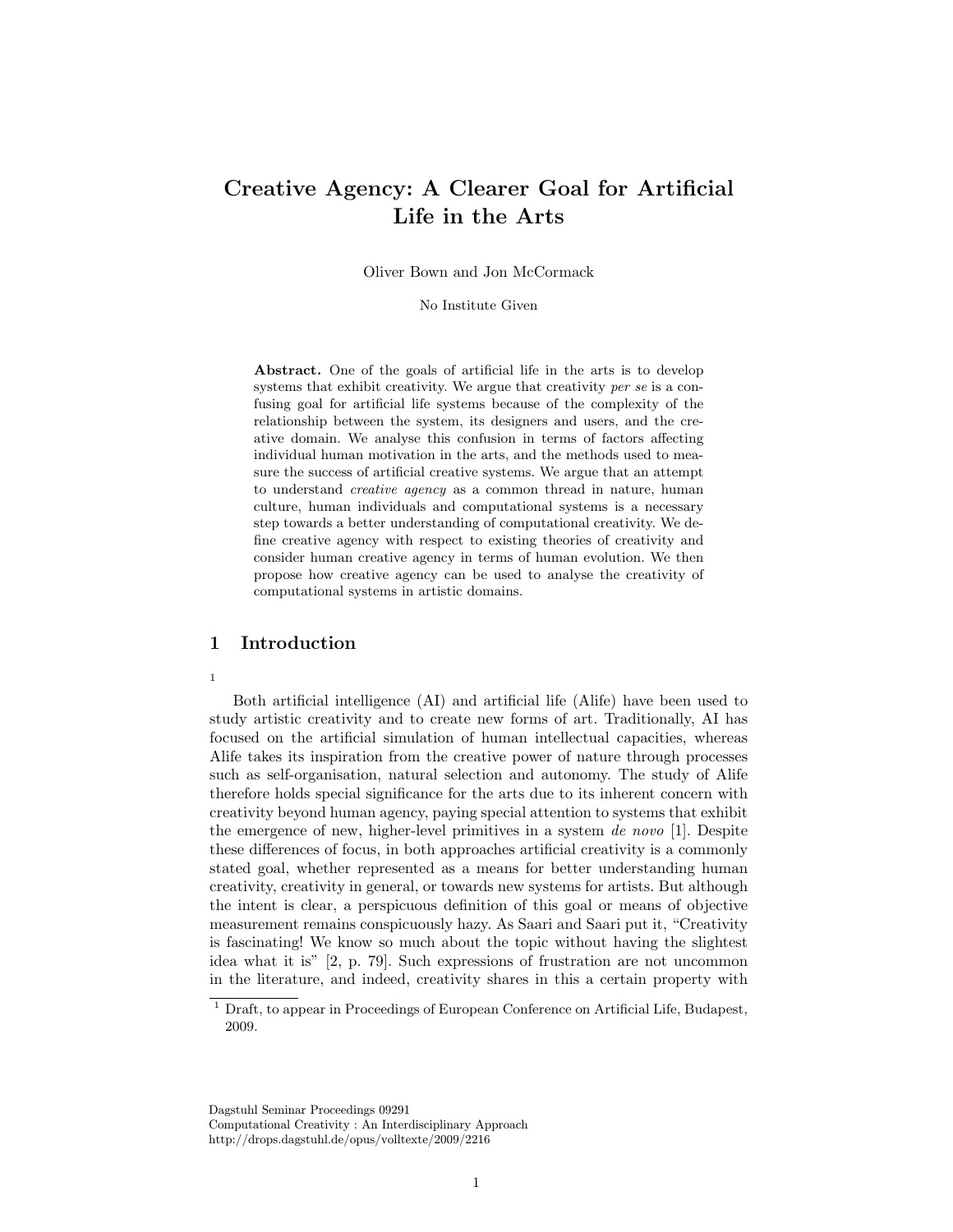# Creative Agency: A Clearer Goal for Artificial Life in the Arts

Oliver Bown and Jon McCormack

No Institute Given

**Abstract.** One of the goals of artificial life in the arts is to develop systems that exhibit creativity. We argue that creativity *per se* is a confusing goal for artificial life systems because of the complexity of the relationship between the system, its designers and users, and the creative domain. We analyse this confusion in terms of factors affecting individual human motivation in the arts, and the methods used to measure the success of artificial creative systems. We argue that an attempt to understand *creative agency* as a common thread in nature, human culture, human individuals and computational systems is a necessary step towards a better understanding of computational creativity. We define creative agency with respect to existing theories of creativity and consider human creative agency in terms of human evolution. We then propose how creative agency can be used to analyse the creativity of computational systems in artistic domains.

## 1 Introduction

[1]

Both artificial intelligence (AI) and artificial life (Alife) have been used to study artistic creativity and to create new forms of art. Traditionally, AI has focused on the artificial simulation of human intellectual capacities, whereas Alife takes its inspiration from the creative power of nature through processes such as self-organisation, natural selection and autonomy. The study of Alife therefore holds special significance for the arts due to its inherent concern with creativity beyond human agency, paying special attention to systems that exhibit the emergence of new, higher-level primitives in a system *de novo* [1]. Despite these differences of focus, in both approaches artificial creativity is a commonly stated goal, whether represented as a means for better understanding human creativity, creativity in general, or towards new systems for artists. But although the intent is clear, a perspicuous definition of this goal or means of objective measurement remains conspicuously hazy. As Saari and Saari put it, "Creativity is fascinating! We know so much about the topic without having the slightest idea what it is" [2, p. 79]. Such expressions of frustration are not uncommon in the literature, and indeed, creativity shares in this a certain property with

[1] Draft, to appear in Proceedings of European Conference on Artificial Life, Budapest, 2009.

Dagstuhl Seminar Proceedings 09291
Computational Creativity : An Interdisciplinary Approach
http://drops.dagstuhl.de/opus/volltexte/2009/2216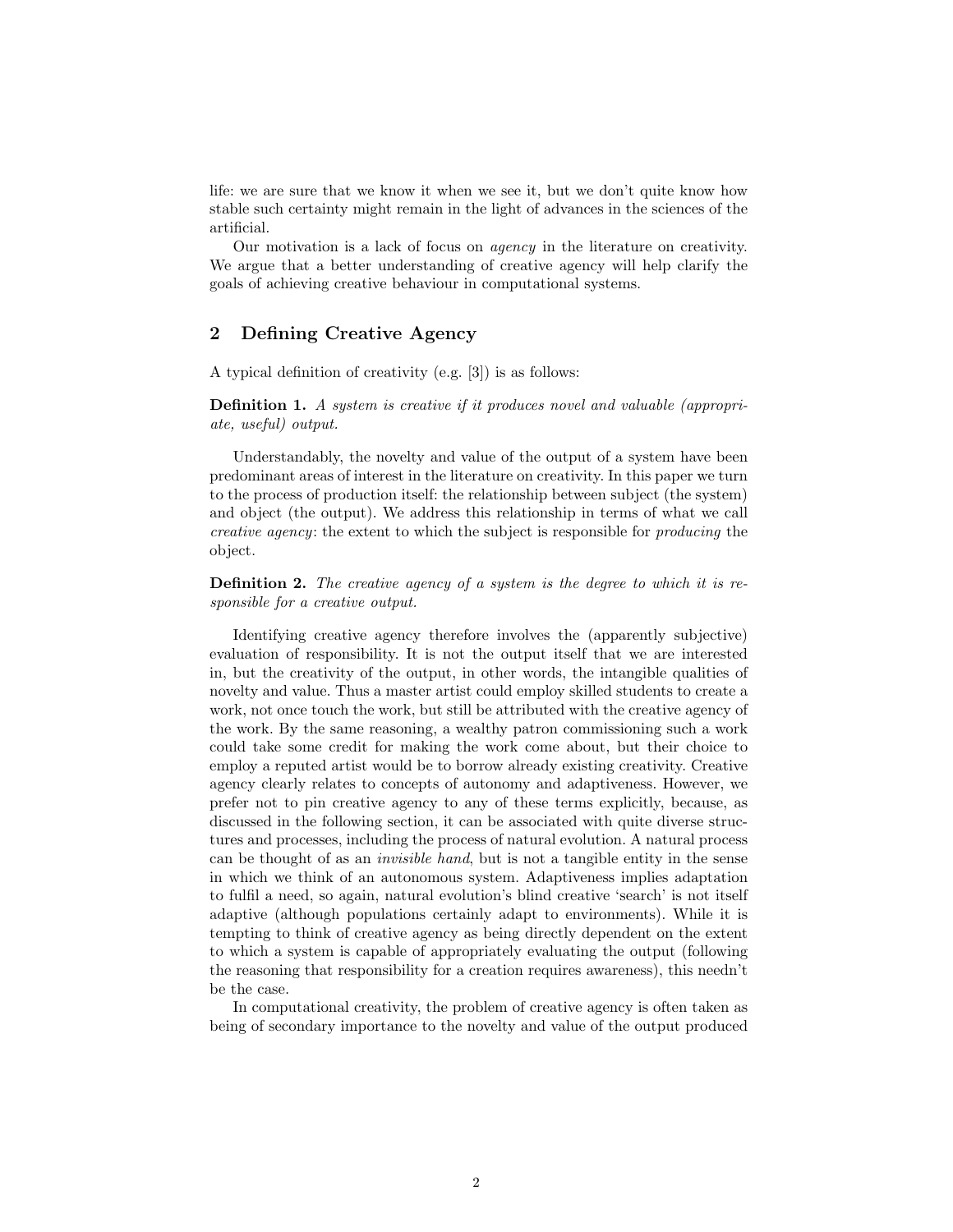life: we are sure that we know it when we see it, but we don't quite know how stable such certainty might remain in the light of advances in the sciences of the artificial.

Our motivation is a lack of focus on *agency* in the literature on creativity. We argue that a better understanding of creative agency will help clarify the goals of achieving creative behaviour in computational systems.

## 2 Defining Creative Agency

A typical definition of creativity (e.g. [3]) is as follows:

**Definition 1.** *A system is creative if it produces novel and valuable (appropriate, useful) output.*

Understandably, the novelty and value of the output of a system have been predominant areas of interest in the literature on creativity. In this paper we turn to the process of production itself: the relationship between subject (the system) and object (the output). We address this relationship in terms of what we call *creative agency*: the extent to which the subject is responsible for *producing* the object.

**Definition 2.** *The creative agency of a system is the degree to which it is responsible for a creative output.*

Identifying creative agency therefore involves the (apparently subjective) evaluation of responsibility. It is not the output itself that we are interested in, but the creativity of the output, in other words, the intangible qualities of novelty and value. Thus a master artist could employ skilled students to create a work, not once touch the work, but still be attributed with the creative agency of the work. By the same reasoning, a wealthy patron commissioning such a work could take some credit for making the work come about, but their choice to employ a reputed artist would be to borrow already existing creativity. Creative agency clearly relates to concepts of autonomy and adaptiveness. However, we prefer not to pin creative agency to any of these terms explicitly, because, as discussed in the following section, it can be associated with quite diverse structures and processes, including the process of natural evolution. A natural process can be thought of as an *invisible hand*, but is not a tangible entity in the sense in which we think of an autonomous system. Adaptiveness implies adaptation to fulfil a need, so again, natural evolution's blind creative 'search' is not itself adaptive (although populations certainly adapt to environments). While it is tempting to think of creative agency as being directly dependent on the extent to which a system is capable of appropriately evaluating the output (following the reasoning that responsibility for a creation requires awareness), this needn't be the case.

In computational creativity, the problem of creative agency is often taken as being of secondary importance to the novelty and value of the output produced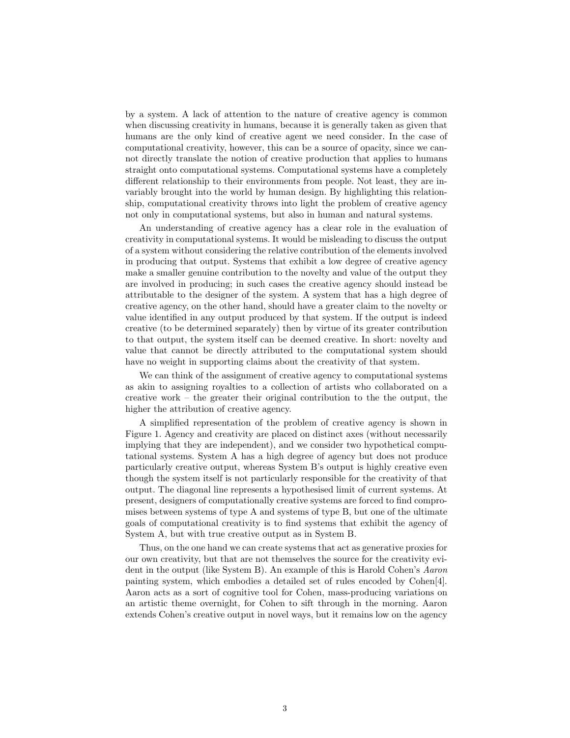by a system. A lack of attention to the nature of creative agency is common when discussing creativity in humans, because it is generally taken as given that humans are the only kind of creative agent we need consider. In the case of computational creativity, however, this can be a source of opacity, since we cannot directly translate the notion of creative production that applies to humans straight onto computational systems. Computational systems have a completely different relationship to their environments from people. Not least, they are invariably brought into the world by human design. By highlighting this relationship, computational creativity throws into light the problem of creative agency not only in computational systems, but also in human and natural systems.

An understanding of creative agency has a clear role in the evaluation of creativity in computational systems. It would be misleading to discuss the output of a system without considering the relative contribution of the elements involved in producing that output. Systems that exhibit a low degree of creative agency make a smaller genuine contribution to the novelty and value of the output they are involved in producing; in such cases the creative agency should instead be attributable to the designer of the system. A system that has a high degree of creative agency, on the other hand, should have a greater claim to the novelty or value identified in any output produced by that system. If the output is indeed creative (to be determined separately) then by virtue of its greater contribution to that output, the system itself can be deemed creative. In short: novelty and value that cannot be directly attributed to the computational system should have no weight in supporting claims about the creativity of that system.

We can think of the assignment of creative agency to computational systems as akin to assigning royalties to a collection of artists who collaborated on a creative work – the greater their original contribution to the the output, the higher the attribution of creative agency.

A simplified representation of the problem of creative agency is shown in Figure 1. Agency and creativity are placed on distinct axes (without necessarily implying that they are independent), and we consider two hypothetical computational systems. System A has a high degree of agency but does not produce particularly creative output, whereas System B's output is highly creative even though the system itself is not particularly responsible for the creativity of that output. The diagonal line represents a hypothesised limit of current systems. At present, designers of computationally creative systems are forced to find compromises between systems of type A and systems of type B, but one of the ultimate goals of computational creativity is to find systems that exhibit the agency of System A, but with true creative output as in System B.

Thus, on the one hand we can create systems that act as generative proxies for our own creativity, but that are not themselves the source for the creativity evident in the output (like System B). An example of this is Harold Cohen's *Aaron* painting system, which embodies a detailed set of rules encoded by Cohen[4]. Aaron acts as a sort of cognitive tool for Cohen, mass-producing variations on an artistic theme overnight, for Cohen to sift through in the morning. Aaron extends Cohen's creative output in novel ways, but it remains low on the agency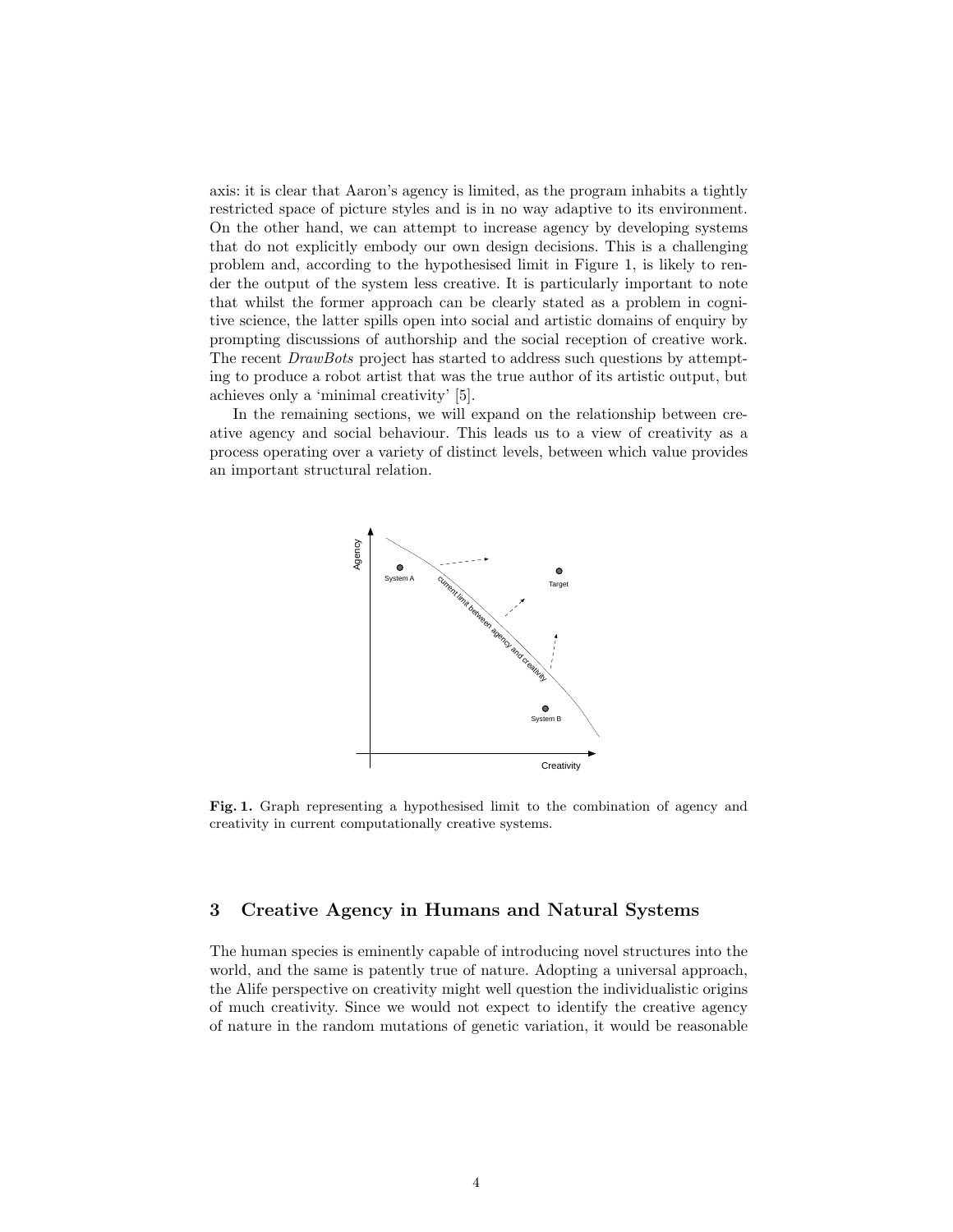axis: it is clear that Aaron's agency is limited, as the program inhabits a tightly restricted space of picture styles and is in no way adaptive to its environment. On the other hand, we can attempt to increase agency by developing systems that do not explicitly embody our own design decisions. This is a challenging problem and, according to the hypothesised limit in Figure 1, is likely to render the output of the system less creative. It is particularly important to note that whilst the former approach can be clearly stated as a problem in cognitive science, the latter spills open into social and artistic domains of enquiry by prompting discussions of authorship and the social reception of creative work. The recent *DrawBots* project has started to address such questions by attempting to produce a robot artist that was the true author of its artistic output, but achieves only a 'minimal creativity' [5].

In the remaining sections, we will expand on the relationship between creative agency and social behaviour. This leads us to a view of creativity as a process operating over a variety of distinct levels, between which value provides an important structural relation.

**Fig. 1.** Graph representing a hypothesised limit to the combination of agency and creativity in current computationally creative systems.

## 3 Creative Agency in Humans and Natural Systems

The human species is eminently capable of introducing novel structures into the world, and the same is patently true of nature. Adopting a universal approach, the Alife perspective on creativity might well question the individualistic origins of much creativity. Since we would not expect to identify the creative agency of nature in the random mutations of genetic variation, it would be reasonable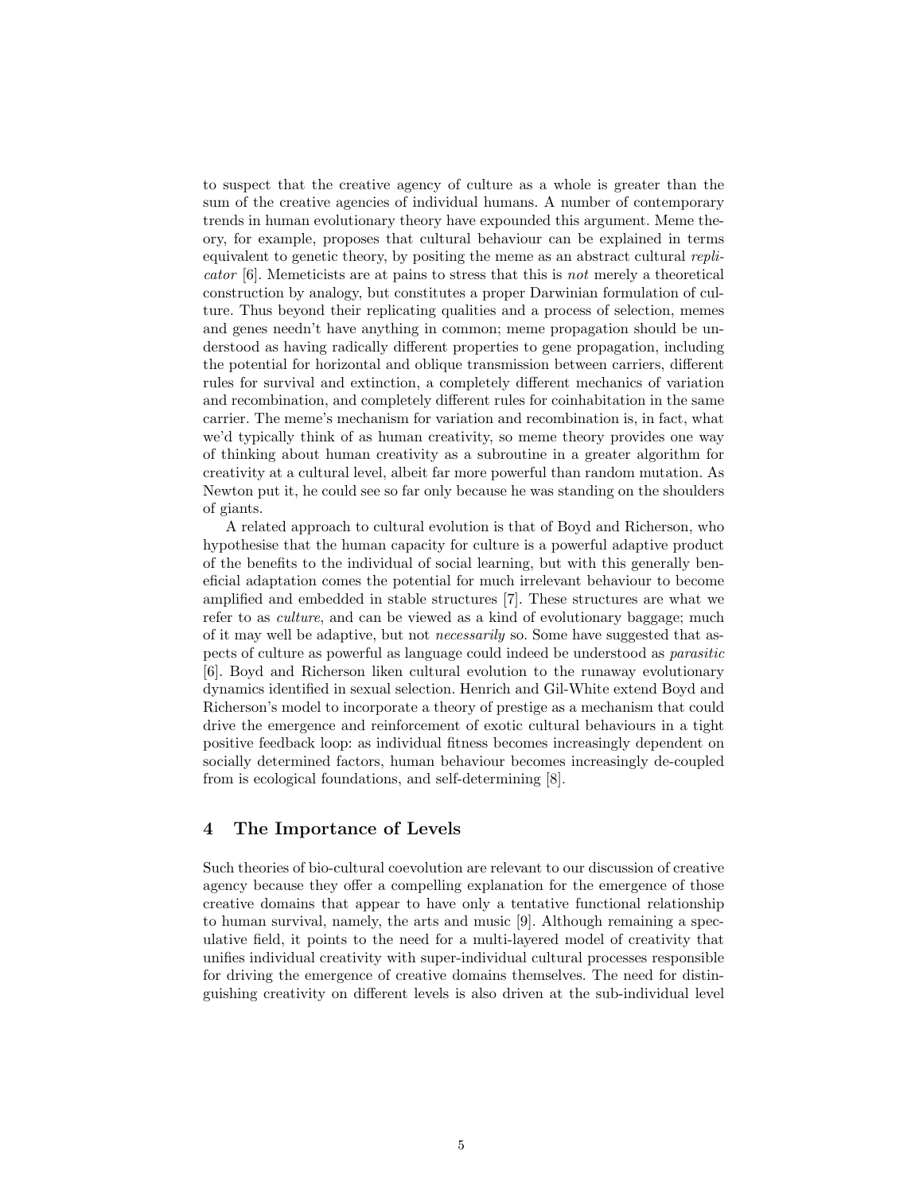to suspect that the creative agency of culture as a whole is greater than the sum of the creative agencies of individual humans. A number of contemporary trends in human evolutionary theory have expounded this argument. Meme theory, for example, proposes that cultural behaviour can be explained in terms equivalent to genetic theory, by positing the meme as an abstract cultural *replicator* [6]. Memeticists are at pains to stress that this is *not* merely a theoretical construction by analogy, but constitutes a proper Darwinian formulation of culture. Thus beyond their replicating qualities and a process of selection, memes and genes needn't have anything in common; meme propagation should be understood as having radically different properties to gene propagation, including the potential for horizontal and oblique transmission between carriers, different rules for survival and extinction, a completely different mechanics of variation and recombination, and completely different rules for coinhabitation in the same carrier. The meme's mechanism for variation and recombination is, in fact, what we'd typically think of as human creativity, so meme theory provides one way of thinking about human creativity as a subroutine in a greater algorithm for creativity at a cultural level, albeit far more powerful than random mutation. As Newton put it, he could see so far only because he was standing on the shoulders of giants.

A related approach to cultural evolution is that of Boyd and Richerson, who hypothesise that the human capacity for culture is a powerful adaptive product of the benefits to the individual of social learning, but with this generally beneficial adaptation comes the potential for much irrelevant behaviour to become amplified and embedded in stable structures [7]. These structures are what we refer to as *culture*, and can be viewed as a kind of evolutionary baggage; much of it may well be adaptive, but not *necessarily* so. Some have suggested that aspects of culture as powerful as language could indeed be understood as *parasitic* [6]. Boyd and Richerson liken cultural evolution to the runaway evolutionary dynamics identified in sexual selection. Henrich and Gil-White extend Boyd and Richerson's model to incorporate a theory of prestige as a mechanism that could drive the emergence and reinforcement of exotic cultural behaviours in a tight positive feedback loop: as individual fitness becomes increasingly dependent on socially determined factors, human behaviour becomes increasingly de-coupled from is ecological foundations, and self-determining [8].

## 4 The Importance of Levels

Such theories of bio-cultural coevolution are relevant to our discussion of creative agency because they offer a compelling explanation for the emergence of those creative domains that appear to have only a tentative functional relationship to human survival, namely, the arts and music [9]. Although remaining a speculative field, it points to the need for a multi-layered model of creativity that unifies individual creativity with super-individual cultural processes responsible for driving the emergence of creative domains themselves. The need for distinguishing creativity on different levels is also driven at the sub-individual level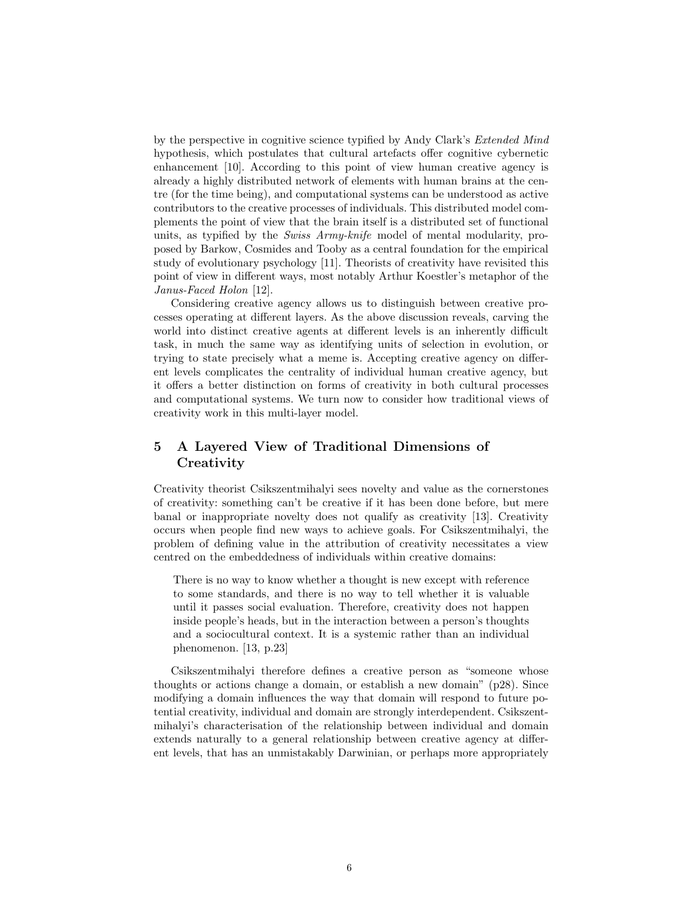by the perspective in cognitive science typified by Andy Clark's *Extended Mind* hypothesis, which postulates that cultural artefacts offer cognitive cybernetic enhancement [10]. According to this point of view human creative agency is already a highly distributed network of elements with human brains at the centre (for the time being), and computational systems can be understood as active contributors to the creative processes of individuals. This distributed model complements the point of view that the brain itself is a distributed set of functional units, as typified by the *Swiss Army-knife* model of mental modularity, proposed by Barkow, Cosmides and Tooby as a central foundation for the empirical study of evolutionary psychology [11]. Theorists of creativity have revisited this point of view in different ways, most notably Arthur Koestler's metaphor of the *Janus-Faced Holon* [12].

Considering creative agency allows us to distinguish between creative processes operating at different layers. As the above discussion reveals, carving the world into distinct creative agents at different levels is an inherently difficult task, in much the same way as identifying units of selection in evolution, or trying to state precisely what a meme is. Accepting creative agency on different levels complicates the centrality of individual human creative agency, but it offers a better distinction on forms of creativity in both cultural processes and computational systems. We turn now to consider how traditional views of creativity work in this multi-layer model.

## 5 A Layered View of Traditional Dimensions of Creativity

Creativity theorist Csikszentmihalyi sees novelty and value as the cornerstones of creativity: something can't be creative if it has been done before, but mere banal or inappropriate novelty does not qualify as creativity [13]. Creativity occurs when people find new ways to achieve goals. For Csikszentmihalyi, the problem of defining value in the attribution of creativity necessitates a view centred on the embeddedness of individuals within creative domains:

> There is no way to know whether a thought is new except with reference to some standards, and there is no way to tell whether it is valuable until it passes social evaluation. Therefore, creativity does not happen inside people's heads, but in the interaction between a person's thoughts and a sociocultural context. It is a systemic rather than an individual phenomenon. [13, p.23]

Csikszentmihalyi therefore defines a creative person as "someone whose thoughts or actions change a domain, or establish a new domain" (p28). Since modifying a domain influences the way that domain will respond to future potential creativity, individual and domain are strongly interdependent. Csikszentmihalyi's characterisation of the relationship between individual and domain extends naturally to a general relationship between creative agency at different levels, that has an unmistakably Darwinian, or perhaps more appropriately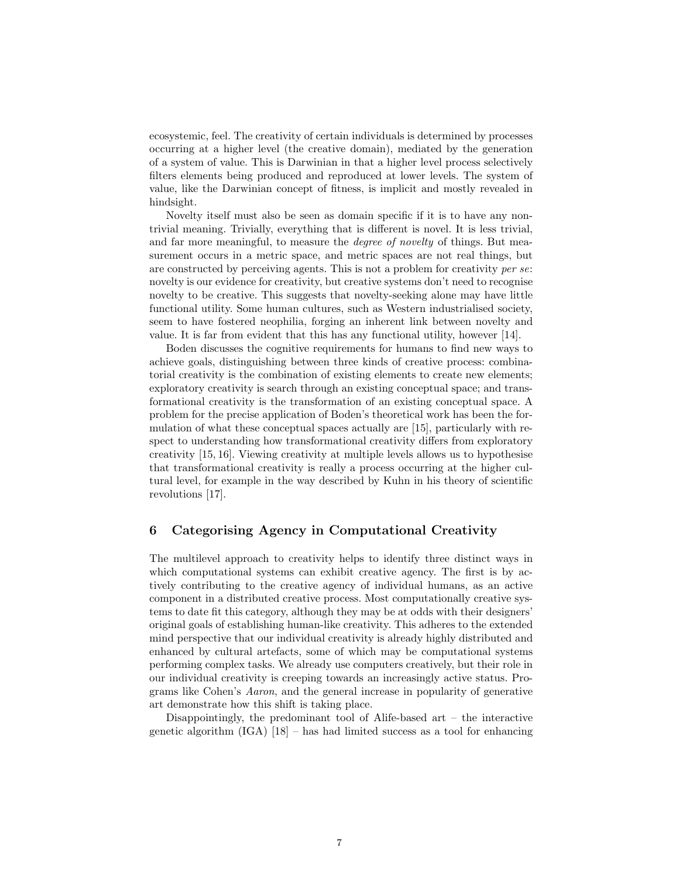ecosystemic, feel. The creativity of certain individuals is determined by processes occurring at a higher level (the creative domain), mediated by the generation of a system of value. This is Darwinian in that a higher level process selectively filters elements being produced and reproduced at lower levels. The system of value, like the Darwinian concept of fitness, is implicit and mostly revealed in hindsight.

Novelty itself must also be seen as domain specific if it is to have any non-trivial meaning. Trivially, everything that is different is novel. It is less trivial, and far more meaningful, to measure the *degree of novelty* of things. But measurement occurs in a metric space, and metric spaces are not real things, but are constructed by perceiving agents. This is not a problem for creativity *per se*: novelty is our evidence for creativity, but creative systems don't need to recognise novelty to be creative. This suggests that novelty-seeking alone may have little functional utility. Some human cultures, such as Western industrialised society, seem to have fostered neophilia, forging an inherent link between novelty and value. It is far from evident that this has any functional utility, however [14].

Boden discusses the cognitive requirements for humans to find new ways to achieve goals, distinguishing between three kinds of creative process: combinatorial creativity is the combination of existing elements to create new elements; exploratory creativity is search through an existing conceptual space; and transformational creativity is the transformation of an existing conceptual space. A problem for the precise application of Boden's theoretical work has been the formulation of what these conceptual spaces actually are [15], particularly with respect to understanding how transformational creativity differs from exploratory creativity [15, 16]. Viewing creativity at multiple levels allows us to hypothesise that transformational creativity is really a process occurring at the higher cultural level, for example in the way described by Kuhn in his theory of scientific revolutions [17].

## 6 Categorising Agency in Computational Creativity

The multilevel approach to creativity helps to identify three distinct ways in which computational systems can exhibit creative agency. The first is by actively contributing to the creative agency of individual humans, as an active component in a distributed creative process. Most computationally creative systems to date fit this category, although they may be at odds with their designers' original goals of establishing human-like creativity. This adheres to the extended mind perspective that our individual creativity is already highly distributed and enhanced by cultural artefacts, some of which may be computational systems performing complex tasks. We already use computers creatively, but their role in our individual creativity is creeping towards an increasingly active status. Programs like Cohen's *Aaron*, and the general increase in popularity of generative art demonstrate how this shift is taking place.

Disappointingly, the predominant tool of Alife-based art – the interactive genetic algorithm (IGA) [18] – has had limited success as a tool for enhancing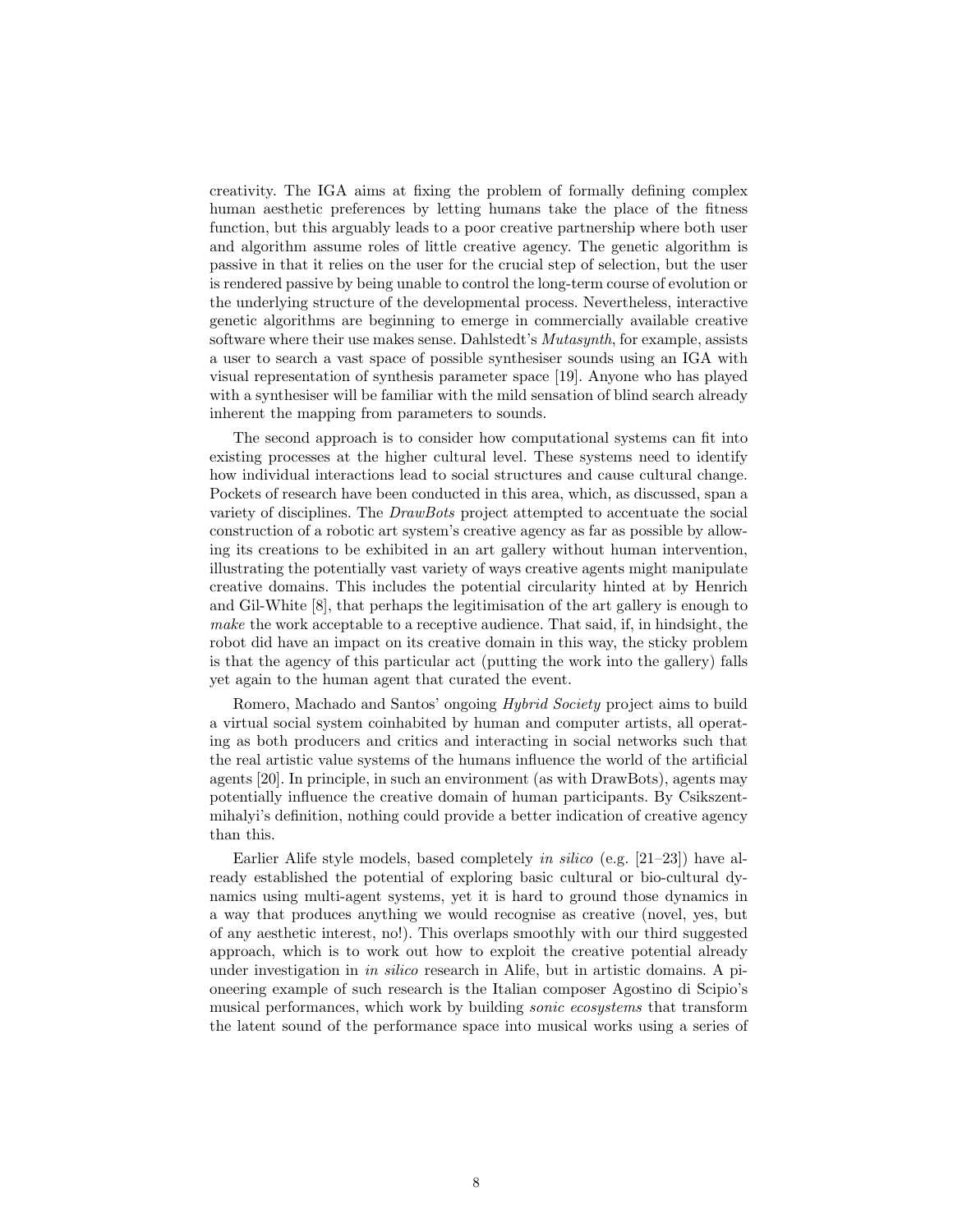creativity. The IGA aims at fixing the problem of formally defining complex human aesthetic preferences by letting humans take the place of the fitness function, but this arguably leads to a poor creative partnership where both user and algorithm assume roles of little creative agency. The genetic algorithm is passive in that it relies on the user for the crucial step of selection, but the user is rendered passive by being unable to control the long-term course of evolution or the underlying structure of the developmental process. Nevertheless, interactive genetic algorithms are beginning to emerge in commercially available creative software where their use makes sense. Dahlstedt's *Mutasynth*, for example, assists a user to search a vast space of possible synthesiser sounds using an IGA with visual representation of synthesis parameter space [19]. Anyone who has played with a synthesiser will be familiar with the mild sensation of blind search already inherent the mapping from parameters to sounds.

The second approach is to consider how computational systems can fit into existing processes at the higher cultural level. These systems need to identify how individual interactions lead to social structures and cause cultural change. Pockets of research have been conducted in this area, which, as discussed, span a variety of disciplines. The *DrawBots* project attempted to accentuate the social construction of a robotic art system's creative agency as far as possible by allowing its creations to be exhibited in an art gallery without human intervention, illustrating the potentially vast variety of ways creative agents might manipulate creative domains. This includes the potential circularity hinted at by Henrich and Gil-White [8], that perhaps the legitimisation of the art gallery is enough to *make* the work acceptable to a receptive audience. That said, if, in hindsight, the robot did have an impact on its creative domain in this way, the sticky problem is that the agency of this particular act (putting the work into the gallery) falls yet again to the human agent that curated the event.

Romero, Machado and Santos' ongoing *Hybrid Society* project aims to build a virtual social system coinhabited by human and computer artists, all operating as both producers and critics and interacting in social networks such that the real artistic value systems of the humans influence the world of the artificial agents [20]. In principle, in such an environment (as with DrawBots), agents may potentially influence the creative domain of human participants. By Csikszentmihalyi's definition, nothing could provide a better indication of creative agency than this.

Earlier Alife style models, based completely *in silico* (e.g. [21–23]) have already established the potential of exploring basic cultural or bio-cultural dynamics using multi-agent systems, yet it is hard to ground those dynamics in a way that produces anything we would recognise as creative (novel, yes, but of any aesthetic interest, no!). This overlaps smoothly with our third suggested approach, which is to work out how to exploit the creative potential already under investigation in *in silico* research in Alife, but in artistic domains. A pioneering example of such research is the Italian composer Agostino di Scipio's musical performances, which work by building *sonic ecosystems* that transform the latent sound of the performance space into musical works using a series of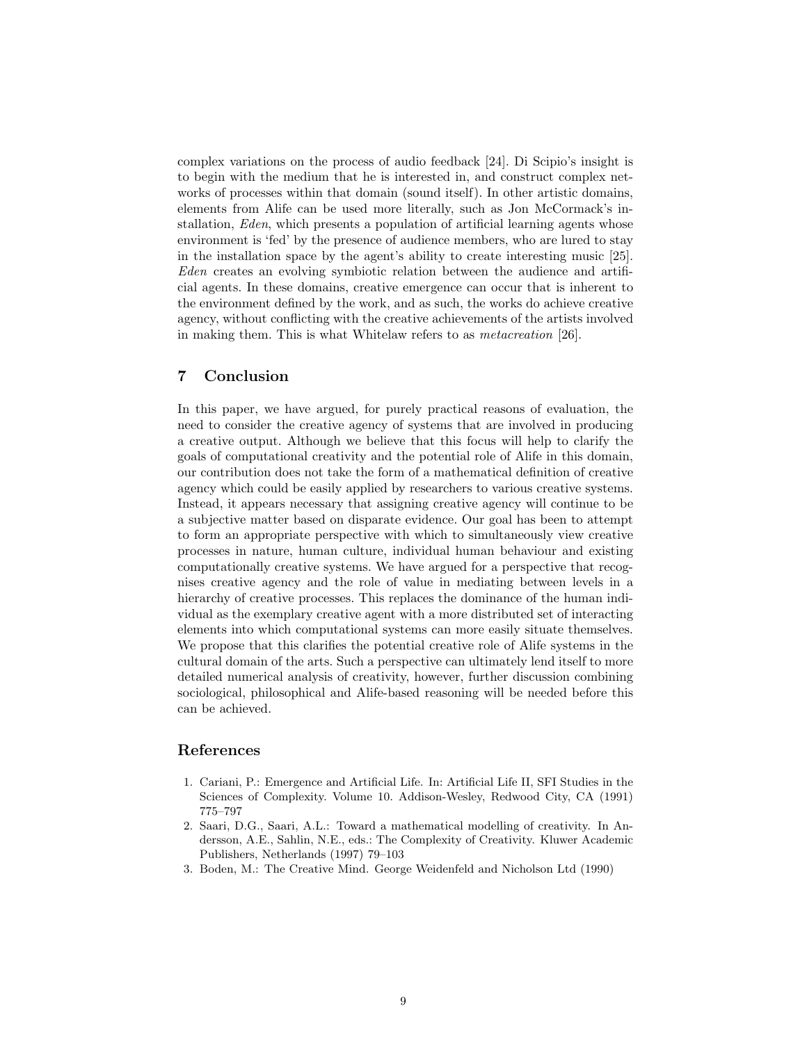complex variations on the process of audio feedback [24]. Di Scipio's insight is to begin with the medium that he is interested in, and construct complex networks of processes within that domain (sound itself). In other artistic domains, elements from Alife can be used more literally, such as Jon McCormack's installation, *Eden*, which presents a population of artificial learning agents whose environment is 'fed' by the presence of audience members, who are lured to stay in the installation space by the agent's ability to create interesting music [25]. *Eden* creates an evolving symbiotic relation between the audience and artificial agents. In these domains, creative emergence can occur that is inherent to the environment defined by the work, and as such, the works do achieve creative agency, without conflicting with the creative achievements of the artists involved in making them. This is what Whitelaw refers to as *metacreation* [26].

## 7 Conclusion

In this paper, we have argued, for purely practical reasons of evaluation, the need to consider the creative agency of systems that are involved in producing a creative output. Although we believe that this focus will help to clarify the goals of computational creativity and the potential role of Alife in this domain, our contribution does not take the form of a mathematical definition of creative agency which could be easily applied by researchers to various creative systems. Instead, it appears necessary that assigning creative agency will continue to be a subjective matter based on disparate evidence. Our goal has been to attempt to form an appropriate perspective with which to simultaneously view creative processes in nature, human culture, individual human behaviour and existing computationally creative systems. We have argued for a perspective that recognises creative agency and the role of value in mediating between levels in a hierarchy of creative processes. This replaces the dominance of the human individual as the exemplary creative agent with a more distributed set of interacting elements into which computational systems can more easily situate themselves. We propose that this clarifies the potential creative role of Alife systems in the cultural domain of the arts. Such a perspective can ultimately lend itself to more detailed numerical analysis of creativity, however, further discussion combining sociological, philosophical and Alife-based reasoning will be needed before this can be achieved.

## References

1. Cariani, P.: Emergence and Artificial Life. In: Artificial Life II, SFI Studies in the Sciences of Complexity. Volume 10. Addison-Wesley, Redwood City, CA (1991) 775–797
2. Saari, D.G., Saari, A.L.: Toward a mathematical modelling of creativity. In Andersson, A.E., Sahlin, N.E., eds.: The Complexity of Creativity. Kluwer Academic Publishers, Netherlands (1997) 79–103
3. Boden, M.: The Creative Mind. George Weidenfeld and Nicholson Ltd (1990)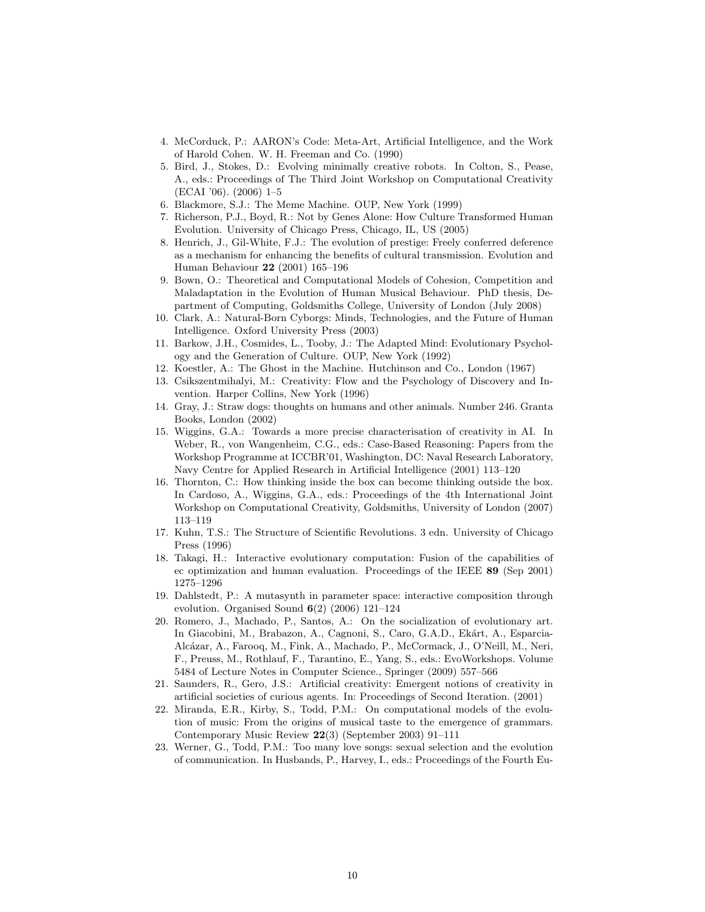4. McCorduck, P.: AARON's Code: Meta-Art, Artificial Intelligence, and the Work of Harold Cohen. W. H. Freeman and Co. (1990)
5. Bird, J., Stokes, D.: Evolving minimally creative robots. In Colton, S., Pease, A., eds.: Proceedings of The Third Joint Workshop on Computational Creativity (ECAI '06). (2006) 1–5
6. Blackmore, S.J.: The Meme Machine. OUP, New York (1999)
7. Richerson, P.J., Boyd, R.: Not by Genes Alone: How Culture Transformed Human Evolution. University of Chicago Press, Chicago, IL, US (2005)
8. Henrich, J., Gil-White, F.J.: The evolution of prestige: Freely conferred deference as a mechanism for enhancing the benefits of cultural transmission. Evolution and Human Behaviour **22** (2001) 165–196
9. Bown, O.: Theoretical and Computational Models of Cohesion, Competition and Maladaptation in the Evolution of Human Musical Behaviour. PhD thesis, Department of Computing, Goldsmiths College, University of London (July 2008)
10. Clark, A.: Natural-Born Cyborgs: Minds, Technologies, and the Future of Human Intelligence. Oxford University Press (2003)
11. Barkow, J.H., Cosmides, L., Tooby, J.: The Adapted Mind: Evolutionary Psychology and the Generation of Culture. OUP, New York (1992)
12. Koestler, A.: The Ghost in the Machine. Hutchinson and Co., London (1967)
13. Csikszentmihalyi, M.: Creativity: Flow and the Psychology of Discovery and Invention. Harper Collins, New York (1996)
14. Gray, J.: Straw dogs: thoughts on humans and other animals. Number 246. Granta Books, London (2002)
15. Wiggins, G.A.: Towards a more precise characterisation of creativity in AI. In Weber, R., von Wangenheim, C.G., eds.: Case-Based Reasoning: Papers from the Workshop Programme at ICCBR'01, Washington, DC: Naval Research Laboratory, Navy Centre for Applied Research in Artificial Intelligence (2001) 113–120
16. Thornton, C.: How thinking inside the box can become thinking outside the box. In Cardoso, A., Wiggins, G.A., eds.: Proceedings of the 4th International Joint Workshop on Computational Creativity, Goldsmiths, University of London (2007) 113–119
17. Kuhn, T.S.: The Structure of Scientific Revolutions. 3 edn. University of Chicago Press (1996)
18. Takagi, H.: Interactive evolutionary computation: Fusion of the capabilities of ec optimization and human evaluation. Proceedings of the IEEE **89** (Sep 2001) 1275–1296
19. Dahlstedt, P.: A mutasynth in parameter space: interactive composition through evolution. Organised Sound **6**(2) (2006) 121–124
20. Romero, J., Machado, P., Santos, A.: On the socialization of evolutionary art. In Giacobini, M., Brabazon, A., Cagnoni, S., Caro, G.A.D., Ekárt, A., Esparcia-Alcázar, A., Farooq, M., Fink, A., Machado, P., McCormack, J., O'Neill, M., Neri, F., Preuss, M., Rothlauf, F., Tarantino, E., Yang, S., eds.: EvoWorkshops. Volume 5484 of Lecture Notes in Computer Science., Springer (2009) 557–566
21. Saunders, R., Gero, J.S.: Artificial creativity: Emergent notions of creativity in artificial societies of curious agents. In: Proceedings of Second Iteration. (2001)
22. Miranda, E.R., Kirby, S., Todd, P.M.: On computational models of the evolution of music: From the origins of musical taste to the emergence of grammars. Contemporary Music Review **22**(3) (September 2003) 91–111
23. Werner, G., Todd, P.M.: Too many love songs: sexual selection and the evolution of communication. In Husbands, P., Harvey, I., eds.: Proceedings of the Fourth Eu-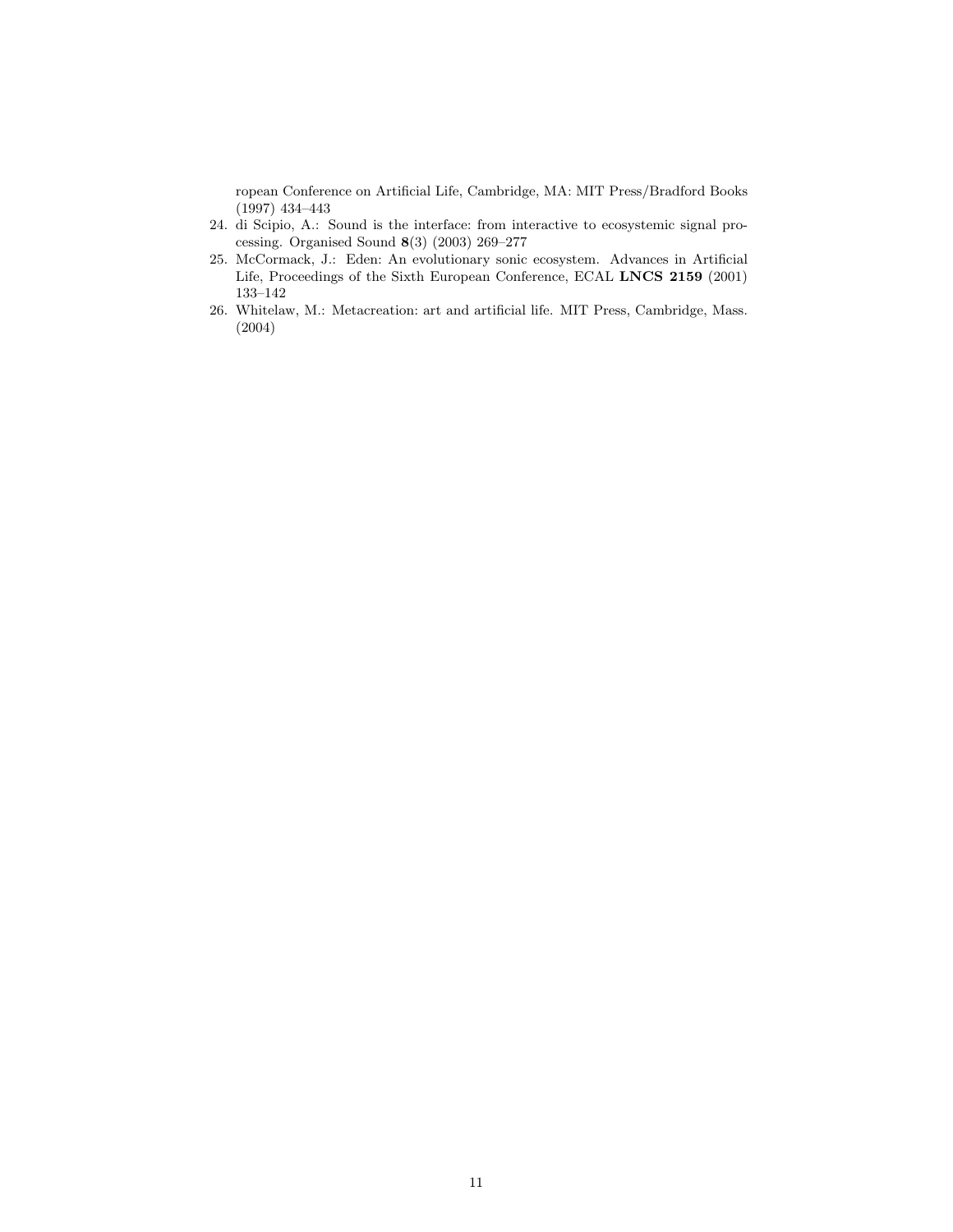ropean Conference on Artificial Life, Cambridge, MA: MIT Press/Bradford Books (1997) 434–443

24. di Scipio, A.: Sound is the interface: from interactive to ecosystemic signal processing. Organised Sound **8**(3) (2003) 269–277
25. McCormack, J.: Eden: An evolutionary sonic ecosystem. Advances in Artificial Life, Proceedings of the Sixth European Conference, ECAL **LNCS 2159** (2001) 133–142
26. Whitelaw, M.: Metacreation: art and artificial life. MIT Press, Cambridge, Mass. (2004)